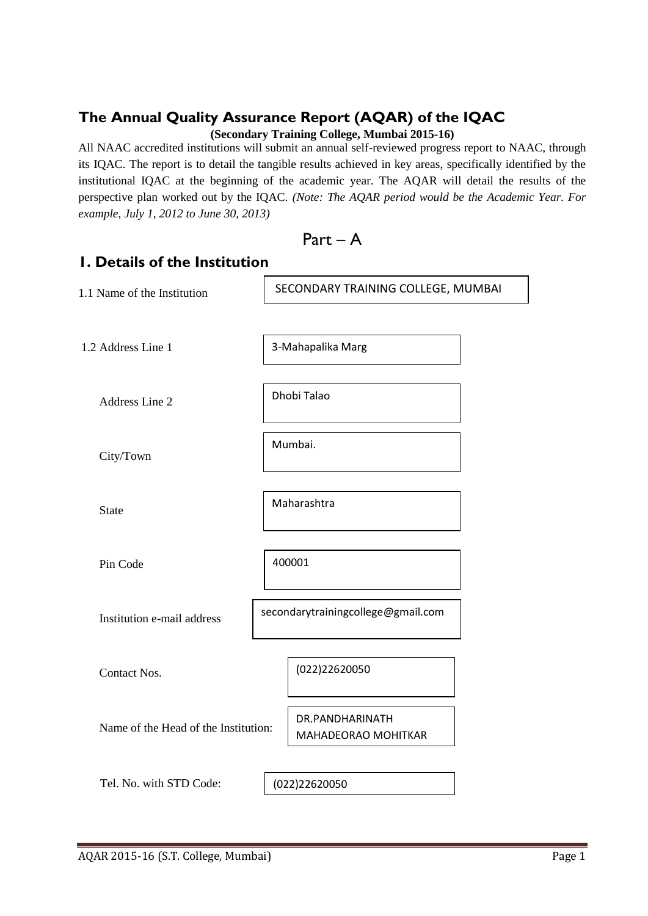## The Annual Quality Assurance Report (AQAR) of the IQAC

**(Secondary Training College, Mumbai 2015-16)**

All NAAC accredited institutions will submit an annual self-reviewed progress report to NAAC, through its IQAC. The report is to detail the tangible results achieved in key areas, specifically identified by the institutional IQAC at the beginning of the academic year. The AQAR will detail the results of the perspective plan worked out by the IQAC. *(Note: The AQAR period would be the Academic Year. For example, July 1, 2012 to June 30, 2013)*

# Part – A

## 1. Details of the Institution

| | |
|---|---|
| 1.1 Name of the Institution | SECONDARY TRAINING COLLEGE, MUMBAI |
| 1.2 Address Line 1 | 3-Mahapalika Marg |
| Address Line 2 | Dhobi Talao |
| City/Town | Mumbai. |
| State | Maharashtra |
| Pin Code | 400001 |
| Institution e-mail address | secondarytrainingcollege@gmail.com |
| Contact Nos. | (022)22620050 |
| Name of the Head of the Institution: | DR.PANDHARINATH MAHADEORAO MOHITKAR |
| Tel. No. with STD Code: | (022)22620050 |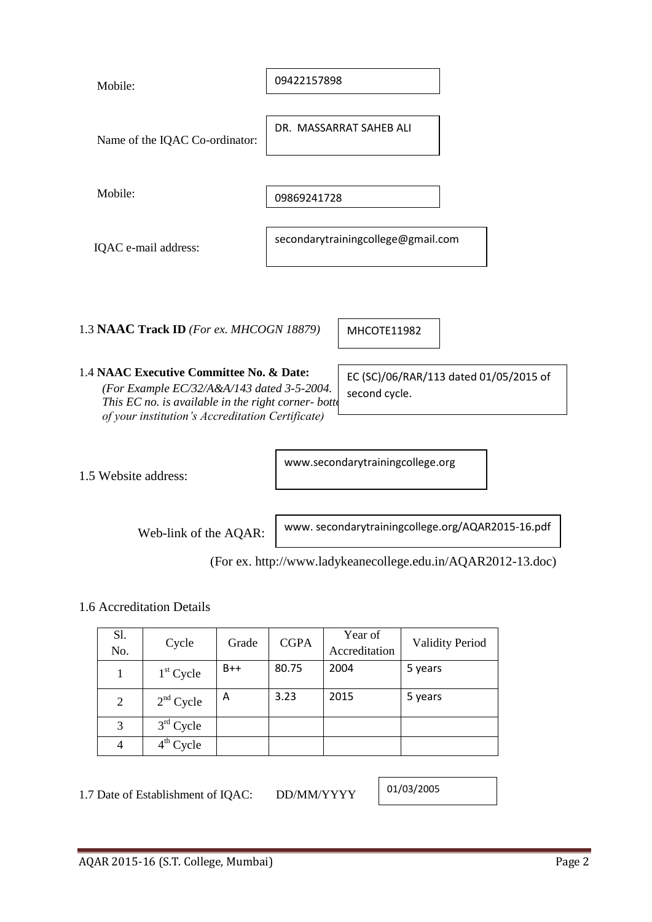Mobile: 09422157898

Name of the IQAC Co-ordinator: DR. MASSARRAT SAHEB ALI

Mobile: 09869241728

IQAC e-mail address: secondarytrainingcollege@gmail.com

1.3 **NAAC Track ID** *(For ex. MHCOGN 18879)* MHCOTE11982

1.4 **NAAC Executive Committee No. & Date:**
*(For Example EC/32/A&A/143 dated 3-5-2004. This EC no. is available in the right corner- bottom of your institution's Accreditation Certificate)*

EC (SC)/06/RAR/113 dated 01/05/2015 of second cycle.

1.5 Website address: www.secondarytrainingcollege.org

Web-link of the AQAR: www. secondarytrainingcollege.org/AQAR2015-16.pdf

(For ex. http://www.ladykeanecollege.edu.in/AQAR2012-13.doc)

1.6 Accreditation Details

| Sl. No. | Cycle | Grade | CGPA | Year of Accreditation | Validity Period |
|---|---|---|---|---|---|
| 1 | 1st Cycle | B++ | 80.75 | 2004 | 5 years |
| 2 | 2nd Cycle | A | 3.23 | 2015 | 5 years |
| 3 | 3rd Cycle | | | | |
| 4 | 4th Cycle | | | | |

1.7 Date of Establishment of IQAC: DD/MM/YYYY 01/03/2005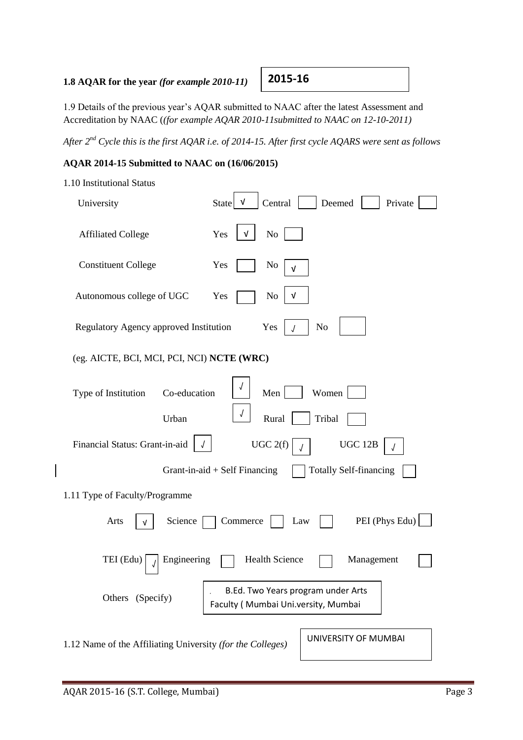**1.8 AQAR for the year** *(for example 2010-11)* **2015-16**

1.9 Details of the previous year's AQAR submitted to NAAC after the latest Assessment and Accreditation by NAAC (*(for example AQAR 2010-11submitted to NAAC on 12-10-2011)*

*After 2nd Cycle this is the first AQAR i.e. of 2014-15. After first cycle AQARS were sent as follows*

**AQAR 2014-15 Submitted to NAAC on (16/06/2015)**

1.10 Institutional Status

University: State √ | Central | Deemed | Private

Affiliated College: Yes √ | No

Constituent College: Yes | No √

Autonomous college of UGC: Yes | No √

Regulatory Agency approved Institution: Yes √ | No

(eg. AICTE, BCI, MCI, PCI, NCI) **NCTE (WRC)**

Type of Institution: Co-education √ | Men | Women

Urban √ | Rural | Tribal

Financial Status: Grant-in-aid √ | UGC 2(f) √ | UGC 12B √

Grant-in-aid + Self Financing | Totally Self-financing

1.11 Type of Faculty/Programme

Arts √ | Science | Commerce | Law | PEI (Phys Edu)

TEI (Edu) √ | Engineering | Health Science | Management

Others (Specify): B.Ed. Two Years program under Arts Faculty ( Mumbai Uni.versity, Mumbai

1.12 Name of the Affiliating University *(for the Colleges)*: UNIVERSITY OF MUMBAI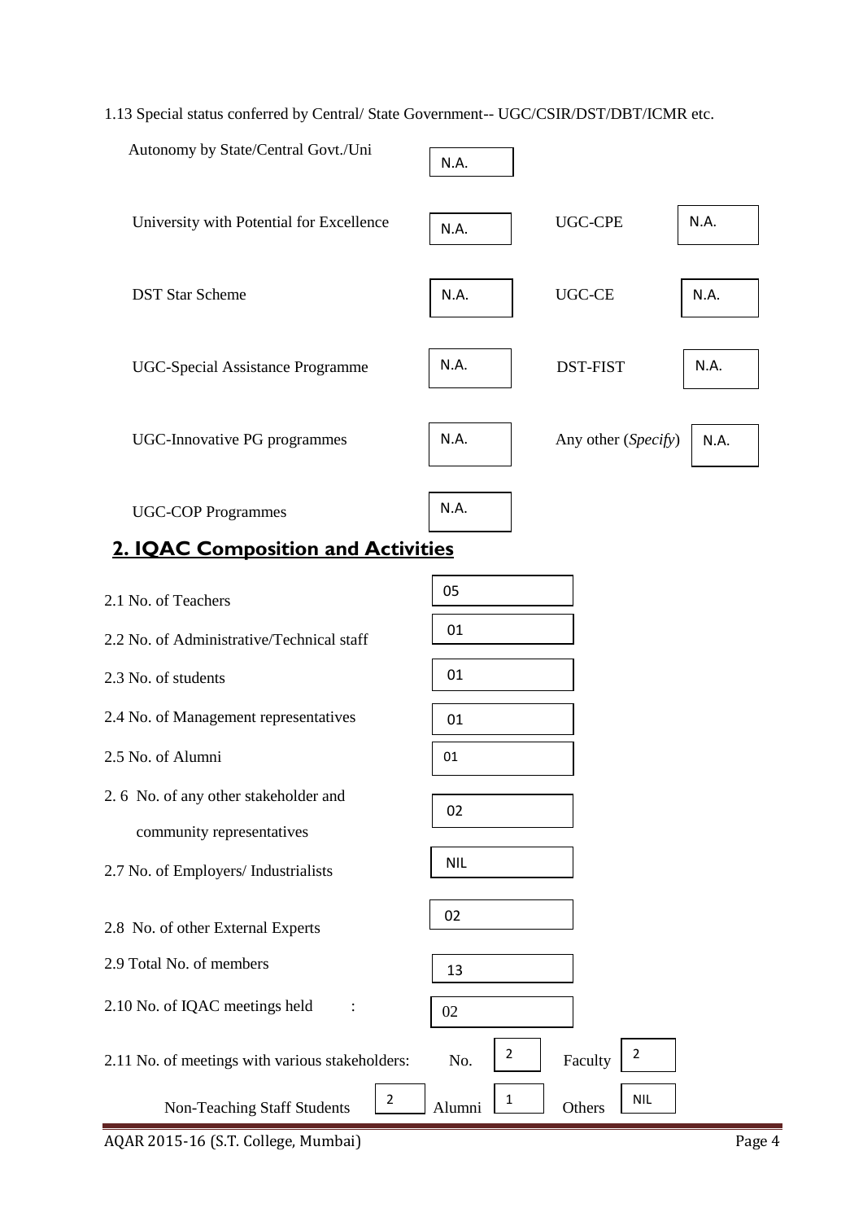1.13 Special status conferred by Central/ State Government-- UGC/CSIR/DST/DBT/ICMR etc.

| | | | |
|---|---|---|---|
| Autonomy by State/Central Govt./Uni | N.A. | | |
| University with Potential for Excellence | N.A. | UGC-CPE | N.A. |
| DST Star Scheme | N.A. | UGC-CE | N.A. |
| UGC-Special Assistance Programme | N.A. | DST-FIST | N.A. |
| UGC-Innovative PG programmes | N.A. | Any other (*Specify*) | N.A. |
| UGC-COP Programmes | N.A. | | |

## 2. IQAC Composition and Activities

| | |
|---|---|
| 2.1 No. of Teachers | 05 |
| 2.2 No. of Administrative/Technical staff | 01 |
| 2.3 No. of students | 01 |
| 2.4 No. of Management representatives | 01 |
| 2.5 No. of Alumni | 01 |
| 2.6 No. of any other stakeholder and community representatives | 02 |
| 2.7 No. of Employers/ Industrialists | NIL |
| 2.8 No. of other External Experts | 02 |
| 2.9 Total No. of members | 13 |
| 2.10 No. of IQAC meetings held : | 02 |

2.11 No. of meetings with various stakeholders: No. 2 Faculty 2

Non-Teaching Staff Students 2 Alumni 1 Others NIL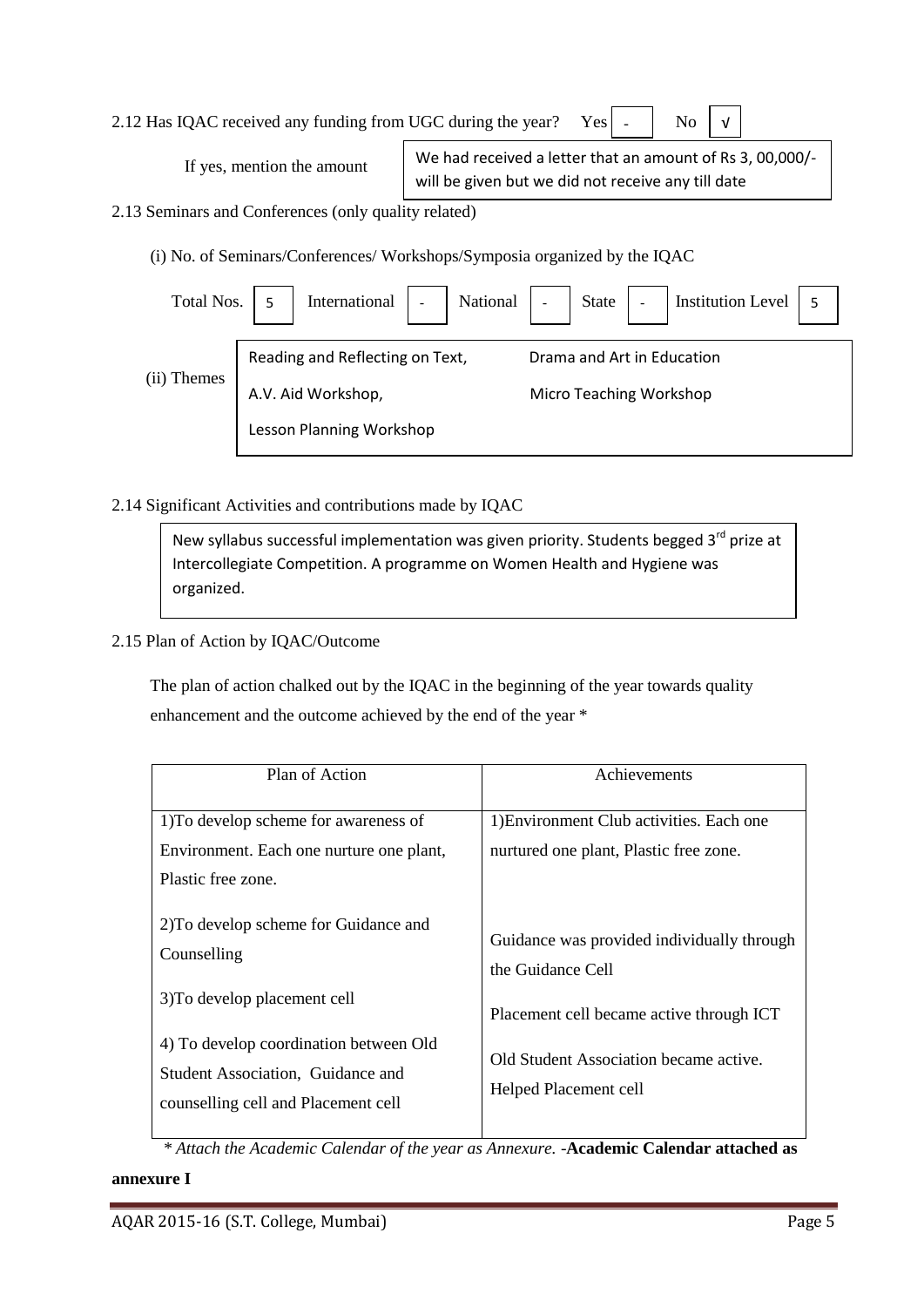2.12 Has IQAC received any funding from UGC during the year? Yes - No √

If yes, mention the amount: We had received a letter that an amount of Rs 3, 00,000/- will be given but we did not receive any till date

2.13 Seminars and Conferences (only quality related)

(i) No. of Seminars/Conferences/ Workshops/Symposia organized by the IQAC

| Total Nos. | International | National | State | Institution Level |
|---|---|---|---|---|
| 5 | - | - | - | 5 |

(ii) Themes

- Reading and Reflecting on Text,
- Drama and Art in Education
- A.V. Aid Workshop,
- Micro Teaching Workshop
- Lesson Planning Workshop

2.14 Significant Activities and contributions made by IQAC

New syllabus successful implementation was given priority. Students begged 3rd prize at Intercollegiate Competition. A programme on Women Health and Hygiene was organized.

2.15 Plan of Action by IQAC/Outcome

The plan of action chalked out by the IQAC in the beginning of the year towards quality enhancement and the outcome achieved by the end of the year *

| Plan of Action | Achievements |
|---|---|
| 1)To develop scheme for awareness of Environment. Each one nurture one plant, Plastic free zone. | 1)Environment Club activities. Each one nurtured one plant, Plastic free zone. |
| 2)To develop scheme for Guidance and Counselling | Guidance was provided individually through the Guidance Cell |
| 3)To develop placement cell | Placement cell became active through ICT |
| 4) To develop coordination between Old Student Association, Guidance and counselling cell and Placement cell | Old Student Association became active. Helped Placement cell |

*\* Attach the Academic Calendar of the year as Annexure.* -**Academic Calendar attached as annexure I**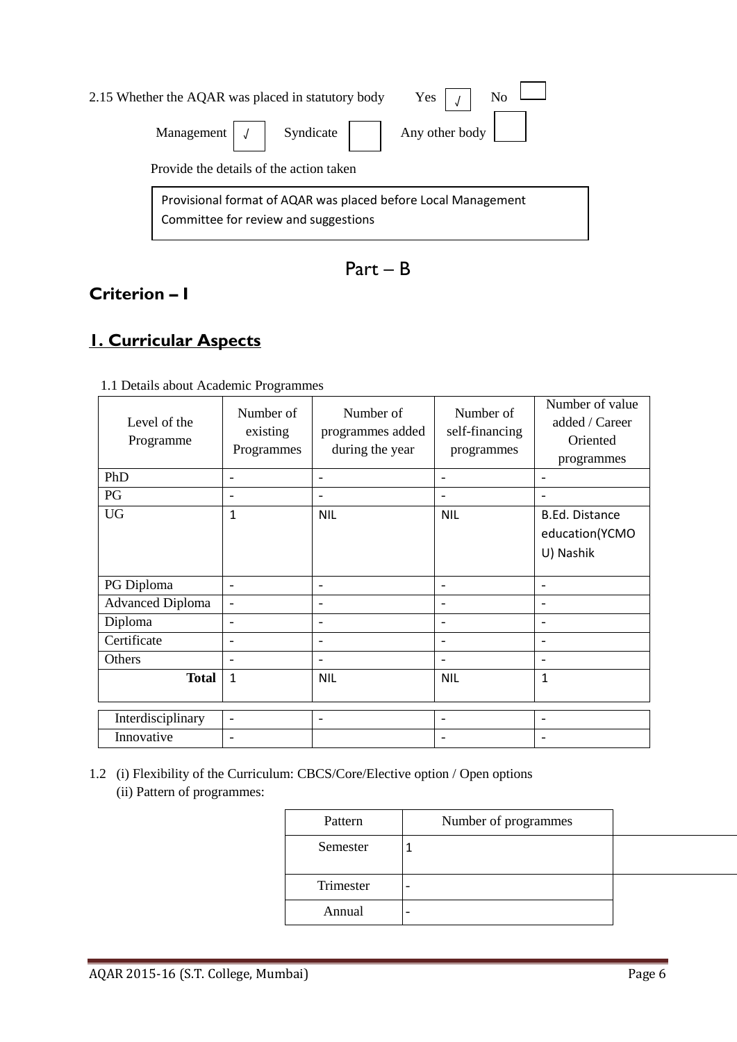2.15 Whether the AQAR was placed in statutory body Yes [√] No [ ]

Management [√] Syndicate [ ] Any other body [ ]

Provide the details of the action taken

Provisional format of AQAR was placed before Local Management Committee for review and suggestions

# Part – B

## Criterion – I

## 1. Curricular Aspects

1.1 Details about Academic Programmes

| Level of the Programme | Number of existing Programmes | Number of programmes added during the year | Number of self-financing programmes | Number of value added / Career Oriented programmes |
|---|---|---|---|---|
| PhD | - | - | - | - |
| PG | - | - | - | - |
| UG | 1 | NIL | NIL | B.Ed. Distance education(YCMOU) Nashik |
| PG Diploma | - | - | - | - |
| Advanced Diploma | - | - | - | - |
| Diploma | - | - | - | - |
| Certificate | - | - | - | - |
| Others | - | - | - | - |
| **Total** | 1 | NIL | NIL | 1 |

| Interdisciplinary | - | - | - | - |
|---|---|---|---|---|
| Innovative | - | | - | - |

1.2 (i) Flexibility of the Curriculum: CBCS/Core/Elective option / Open options

(ii) Pattern of programmes:

| Pattern | Number of programmes |
|---|---|
| Semester | 1 |
| Trimester | - |
| Annual | - |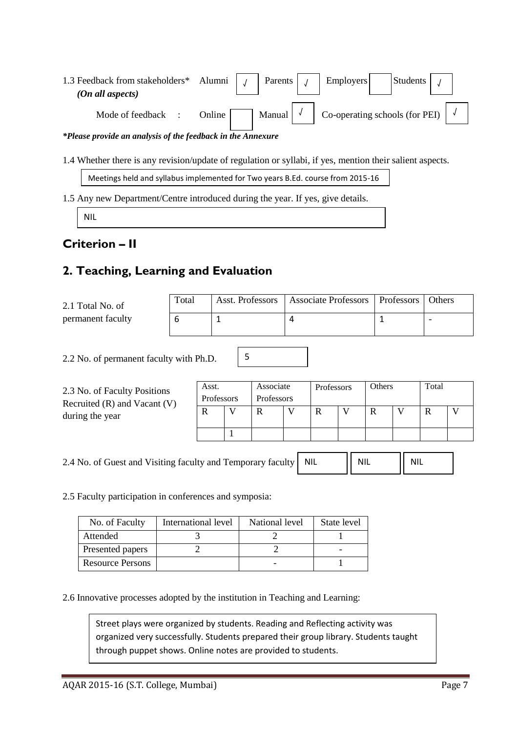1.3 Feedback from stakeholders* Alumni [√] Parents [√] Employers [ ] Students [√]
*(On all aspects)*

Mode of feedback : Online [ ] Manual [√] Co-operating schools (for PEI) [√]

***Please provide an analysis of the feedback in the Annexure***

1.4 Whether there is any revision/update of regulation or syllabi, if yes, mention their salient aspects.

Meetings held and syllabus implemented for Two years B.Ed. course from 2015-16

1.5 Any new Department/Centre introduced during the year. If yes, give details.

NIL

## Criterion – II

## 2. Teaching, Learning and Evaluation

2.1 Total No. of permanent faculty

| Total | Asst. Professors | Associate Professors | Professors | Others |
|---|---|---|---|---|
| 6 | 1 | 4 | 1 | - |

2.2 No. of permanent faculty with Ph.D. 5

2.3 No. of Faculty Positions Recruited (R) and Vacant (V) during the year

| Asst. Professors | | Associate Professors | | Professors | | Others | | Total | |
|---|---|---|---|---|---|---|---|---|---|
| R | V | R | V | R | V | R | V | R | V |
| | 1 | | | | | | | | |

2.4 No. of Guest and Visiting faculty and Temporary faculty NIL NIL NIL

2.5 Faculty participation in conferences and symposia:

| No. of Faculty | International level | National level | State level |
|---|---|---|---|
| Attended | 3 | 2 | 1 |
| Presented papers | 2 | 2 | - |
| Resource Persons | | - | 1 |

2.6 Innovative processes adopted by the institution in Teaching and Learning:

Street plays were organized by students. Reading and Reflecting activity was organized very successfully. Students prepared their group library. Students taught through puppet shows. Online notes are provided to students.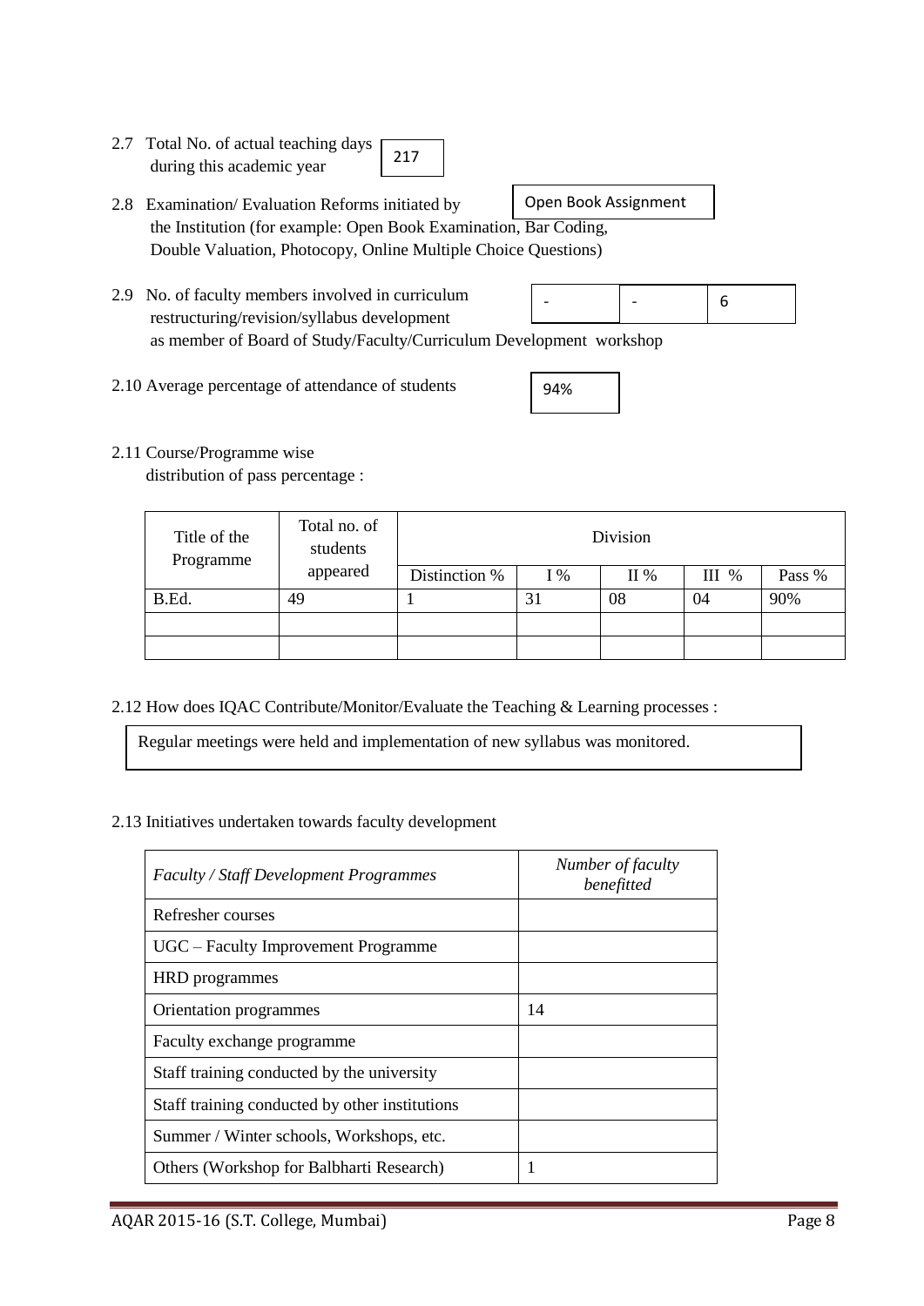2.7 Total No. of actual teaching days during this academic year: 217

2.8 Examination/ Evaluation Reforms initiated by the Institution (for example: Open Book Examination, Bar Coding, Double Valuation, Photocopy, Online Multiple Choice Questions): Open Book Assignment

2.9 No. of faculty members involved in curriculum restructuring/revision/syllabus development as member of Board of Study/Faculty/Curriculum Development workshop

| - | - | 6 |
|---|---|---|

2.10 Average percentage of attendance of students: 94%

2.11 Course/Programme wise distribution of pass percentage :

| Title of the Programme | Total no. of students appeared | Division | | | | |
|---|---|---|---|---|---|---|
| | | Distinction % | I % | II % | III % | Pass % |
| B.Ed. | 49 | 1 | 31 | 08 | 04 | 90% |
| | | | | | | |
| | | | | | | |

2.12 How does IQAC Contribute/Monitor/Evaluate the Teaching & Learning processes :

Regular meetings were held and implementation of new syllabus was monitored.

2.13 Initiatives undertaken towards faculty development

| *Faculty / Staff Development Programmes* | *Number of faculty benefitted* |
|---|---|
| Refresher courses | |
| UGC – Faculty Improvement Programme | |
| HRD programmes | |
| Orientation programmes | 14 |
| Faculty exchange programme | |
| Staff training conducted by the university | |
| Staff training conducted by other institutions | |
| Summer / Winter schools, Workshops, etc. | |
| Others (Workshop for Balbharti Research) | 1 |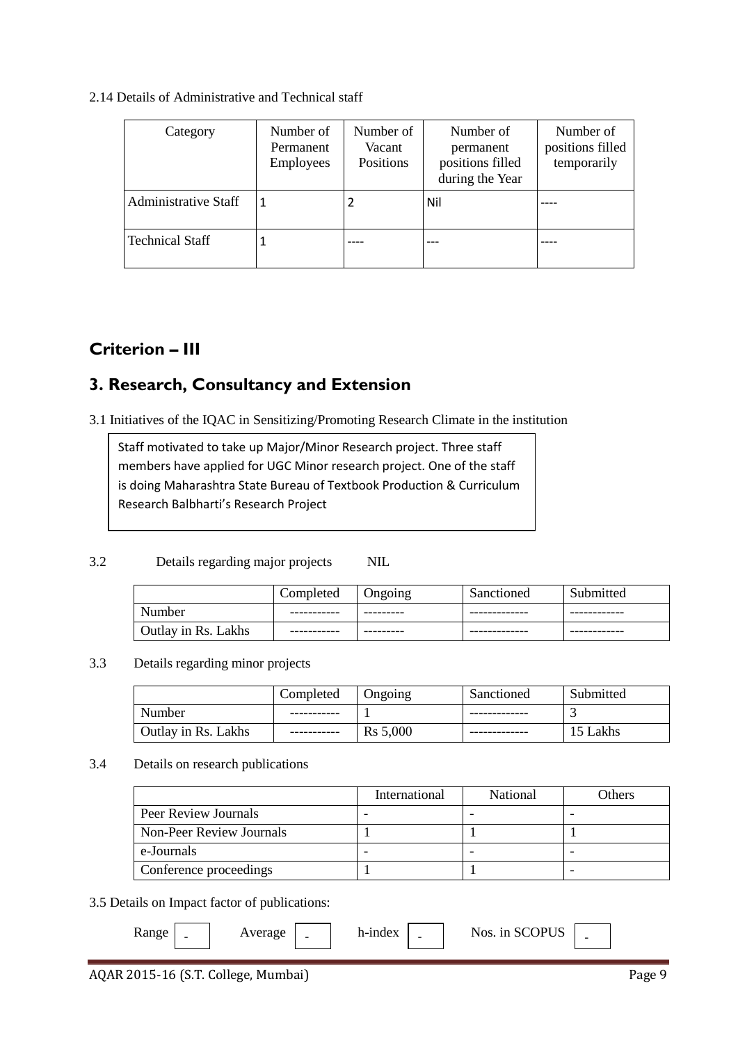2.14 Details of Administrative and Technical staff

| Category | Number of Permanent Employees | Number of Vacant Positions | Number of permanent positions filled during the Year | Number of positions filled temporarily |
|---|---|---|---|---|
| Administrative Staff | 1 | 2 | Nil | ---- |
| Technical Staff | 1 | ---- | --- | ---- |

## Criterion – III

## 3. Research, Consultancy and Extension

3.1 Initiatives of the IQAC in Sensitizing/Promoting Research Climate in the institution

Staff motivated to take up Major/Minor Research project. Three staff members have applied for UGC Minor research project. One of the staff is doing Maharashtra State Bureau of Textbook Production & Curriculum Research Balbharti's Research Project

3.2 Details regarding major projects NIL

| | Completed | Ongoing | Sanctioned | Submitted |
|---|---|---|---|---|
| Number | ----------- | --------- | ------------- | ------------ |
| Outlay in Rs. Lakhs | ----------- | --------- | ------------- | ------------ |

3.3 Details regarding minor projects

| | Completed | Ongoing | Sanctioned | Submitted |
|---|---|---|---|---|
| Number | ----------- | 1 | ------------- | 3 |
| Outlay in Rs. Lakhs | ----------- | Rs 5,000 | ------------- | 15 Lakhs |

3.4 Details on research publications

| | International | National | Others |
|---|---|---|---|
| Peer Review Journals | - | - | - |
| Non-Peer Review Journals | 1 | 1 | 1 |
| e-Journals | - | - | - |
| Conference proceedings | 1 | 1 | - |

3.5 Details on Impact factor of publications:

Range - Average - h-index - Nos. in SCOPUS -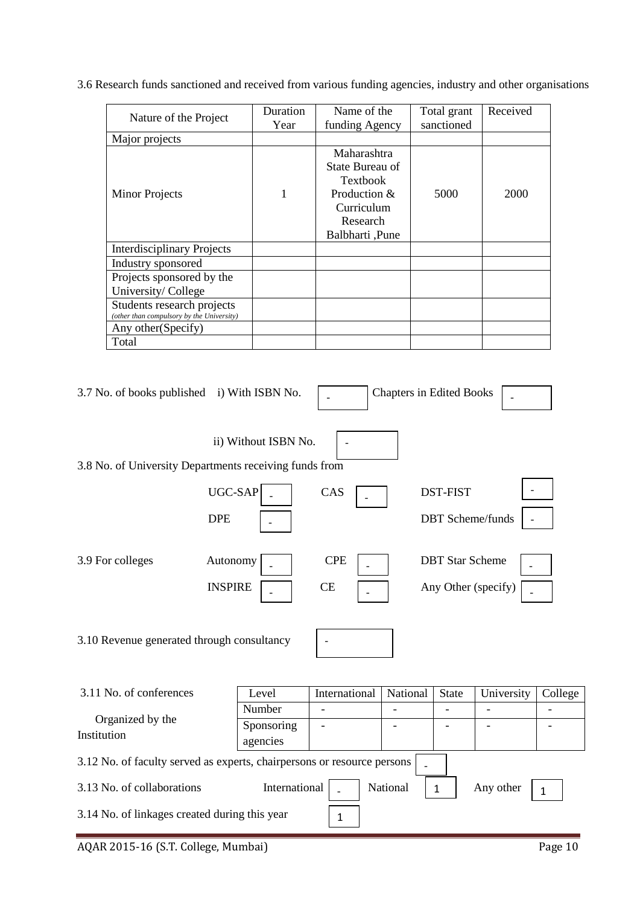3.6 Research funds sanctioned and received from various funding agencies, industry and other organisations

| Nature of the Project | Duration Year | Name of the funding Agency | Total grant sanctioned | Received |
|---|---|---|---|---|
| Major projects | | | | |
| Minor Projects | 1 | Maharashtra State Bureau of Textbook Production & Curriculum Research Balbharti ,Pune | 5000 | 2000 |
| Interdisciplinary Projects | | | | |
| Industry sponsored | | | | |
| Projects sponsored by the University/ College | | | | |
| Students research projects *(other than compulsory by the University)* | | | | |
| Any other(Specify) | | | | |
| Total | | | | |

3.7 No. of books published i) With ISBN No. - Chapters in Edited Books -

ii) Without ISBN No. -

3.8 No. of University Departments receiving funds from

| | | | | | |
|---|---|---|---|---|---|
| UGC-SAP | - | CAS | - | DST-FIST | - |
| DPE | - | | | DBT Scheme/funds | - |

3.9 For colleges

| | | | | | |
|---|---|---|---|---|---|
| Autonomy | - | CPE | - | DBT Star Scheme | - |
| INSPIRE | - | CE | - | Any Other (specify) | - |

3.10 Revenue generated through consultancy -

3.11 No. of conferences Organized by the Institution

| Level | International | National | State | University | College |
|---|---|---|---|---|---|
| Number | - | - | - | - | - |
| Sponsoring agencies | - | - | - | - | - |

3.12 No. of faculty served as experts, chairpersons or resource persons -

3.13 No. of collaborations International - National 1 Any other 1

3.14 No. of linkages created during this year 1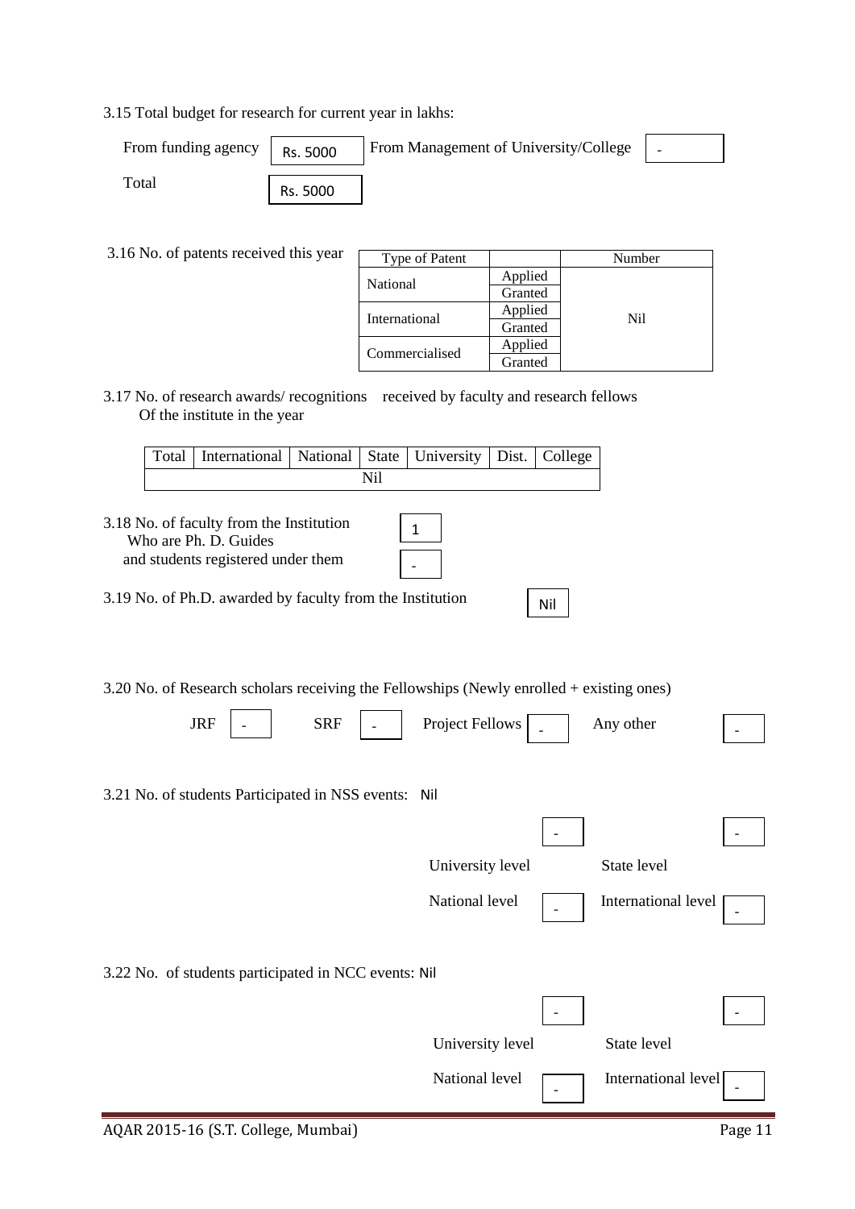3.15 Total budget for research for current year in lakhs:

From funding agency: Rs. 5000 | From Management of University/College: -

Total: Rs. 5000

3.16 No. of patents received this year

| Type of Patent | | Number |
|---|---|---|
| National | Applied | Nil |
| | Granted | |
| International | Applied | |
| | Granted | |
| Commercialised | Applied | |
| | Granted | |

3.17 No. of research awards/ recognitions received by faculty and research fellows Of the institute in the year

| Total | International | National | State | University | Dist. | College |
|---|---|---|---|---|---|---|
| Nil | | | | | | |

3.18 No. of faculty from the Institution Who are Ph. D. Guides: 1

and students registered under them: -

3.19 No. of Ph.D. awarded by faculty from the Institution: Nil

3.20 No. of Research scholars receiving the Fellowships (Newly enrolled + existing ones)

JRF: - | SRF: - | Project Fellows: - | Any other: -

3.21 No. of students Participated in NSS events: Nil

University level: - | State level: -

National level: - | International level: -

3.22 No. of students participated in NCC events: Nil

University level: - | State level: -

National level: - | International level: -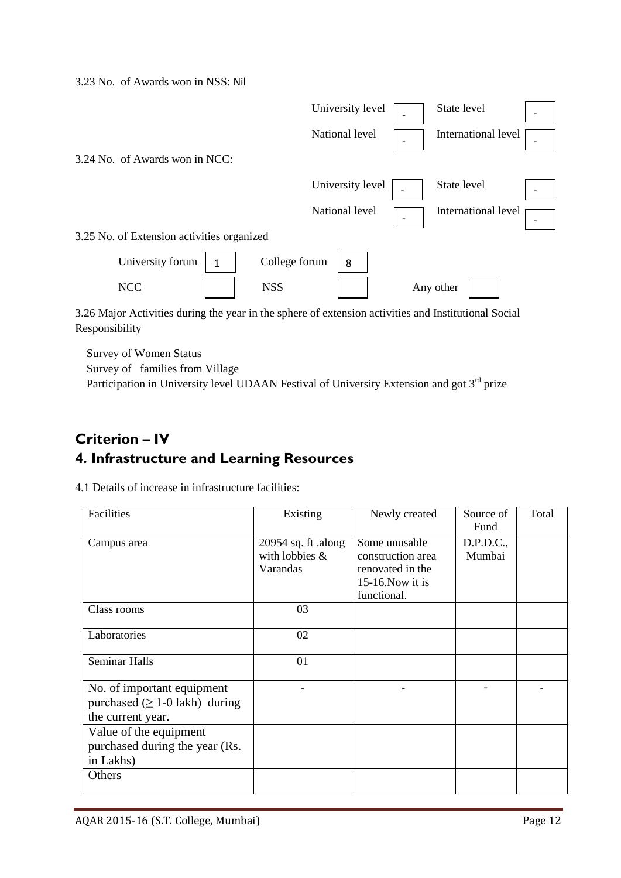3.23 No. of Awards won in NSS: Nil

| | | | |
|---|---|---|---|
| University level | - | State level | - |
| National level | - | International level | - |

3.24 No. of Awards won in NCC:

| | | | |
|---|---|---|---|
| University level | - | State level | - |
| National level | - | International level | - |

3.25 No. of Extension activities organized

| | | | | | |
|---|---|---|---|---|---|
| University forum | 1 | College forum | 8 | | |
| NCC | | NSS | | Any other | |

3.26 Major Activities during the year in the sphere of extension activities and Institutional Social Responsibility

Survey of Women Status
Survey of families from Village
Participation in University level UDAAN Festival of University Extension and got 3rd prize

# Criterion – IV

## 4. Infrastructure and Learning Resources

4.1 Details of increase in infrastructure facilities:

| Facilities | Existing | Newly created | Source of Fund | Total |
|---|---|---|---|---|
| Campus area | 20954 sq. ft .along with lobbies & Varandas | Some unusable construction area renovated in the 15-16.Now it is functional. | D.P.D.C., Mumbai | |
| Class rooms | 03 | | | |
| Laboratories | 02 | | | |
| Seminar Halls | 01 | | | |
| No. of important equipment purchased ($\geq$ 1-0 lakh) during the current year. | - | - | - | - |
| Value of the equipment purchased during the year (Rs. in Lakhs) | | | | |
| Others | | | | |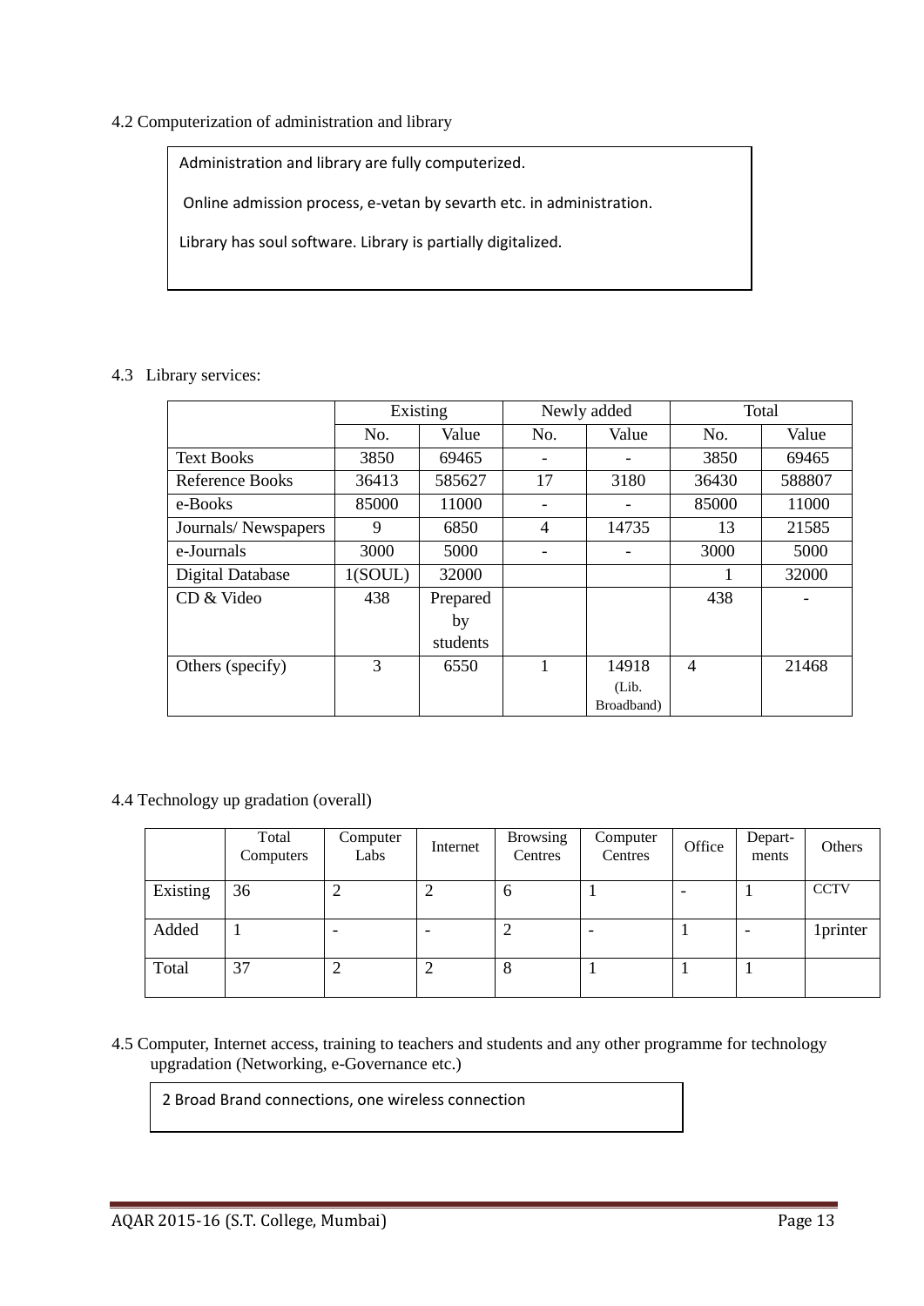4.2 Computerization of administration and library

Administration and library are fully computerized.

Online admission process, e-vetan by sevarth etc. in administration.

Library has soul software. Library is partially digitalized.

4.3 Library services:

| | Existing | | Newly added | | Total | |
|---|---|---|---|---|---|---|
| | No. | Value | No. | Value | No. | Value |
| Text Books | 3850 | 69465 | - | - | 3850 | 69465 |
| Reference Books | 36413 | 585627 | 17 | 3180 | 36430 | 588807 |
| e-Books | 85000 | 11000 | - | - | 85000 | 11000 |
| Journals/ Newspapers | 9 | 6850 | 4 | 14735 | 13 | 21585 |
| e-Journals | 3000 | 5000 | - | - | 3000 | 5000 |
| Digital Database | 1(SOUL) | 32000 | | | 1 | 32000 |
| CD & Video | 438 | Prepared by students | | | 438 | - |
| Others (specify) | 3 | 6550 | 1 | 14918 (Lib. Broadband) | 4 | 21468 |

4.4 Technology up gradation (overall)

| | Total Computers | Computer Labs | Internet | Browsing Centres | Computer Centres | Office | Depart-ments | Others |
|---|---|---|---|---|---|---|---|---|
| Existing | 36 | 2 | 2 | 6 | 1 | - | 1 | CCTV |
| Added | 1 | - | - | 2 | - | 1 | - | 1printer |
| Total | 37 | 2 | 2 | 8 | 1 | 1 | 1 | |

4.5 Computer, Internet access, training to teachers and students and any other programme for technology upgradation (Networking, e-Governance etc.)

2 Broad Brand connections, one wireless connection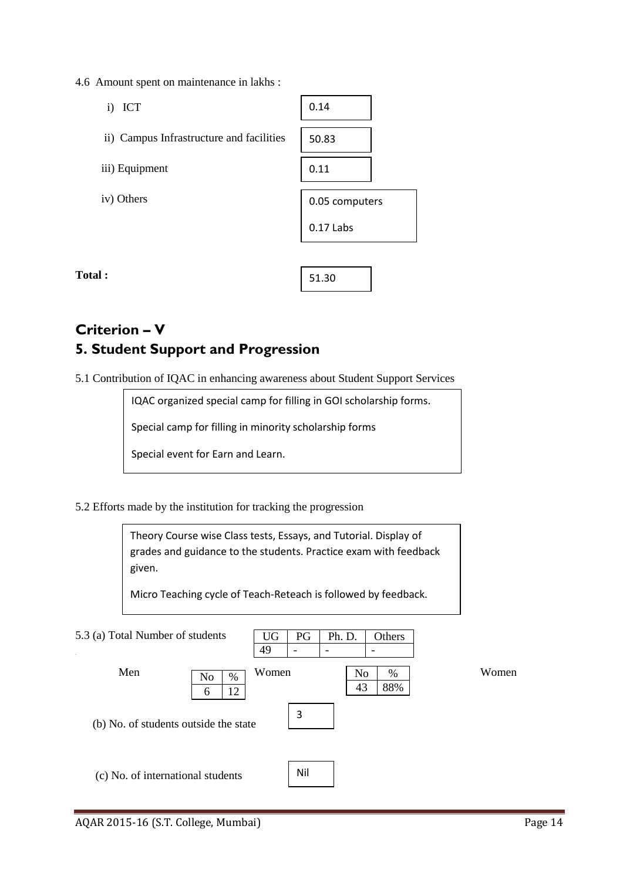4.6 Amount spent on maintenance in lakhs :

| | |
|---|---|
| i) ICT | 0.14 |
| ii) Campus Infrastructure and facilities | 50.83 |
| iii) Equipment | 0.11 |
| iv) Others | 0.05 computers<br>0.17 Labs |
| **Total :** | 51.30 |

## Criterion – V

## 5. Student Support and Progression

5.1 Contribution of IQAC in enhancing awareness about Student Support Services

IQAC organized special camp for filling in GOI scholarship forms.

Special camp for filling in minority scholarship forms

Special event for Earn and Learn.

5.2 Efforts made by the institution for tracking the progression

Theory Course wise Class tests, Essays, and Tutorial. Display of grades and guidance to the students. Practice exam with feedback given.

Micro Teaching cycle of Teach-Reteach is followed by feedback.

5.3 (a) Total Number of students

| UG | PG | Ph. D. | Others |
|---|---|---|---|
| 49 | - | - | - |

Men

| No | % |
|---|---|
| 6 | 12 |

Women

| No | % |
|---|---|
| 43 | 88% |

Women

(b) No. of students outside the state: 3

(c) No. of international students: Nil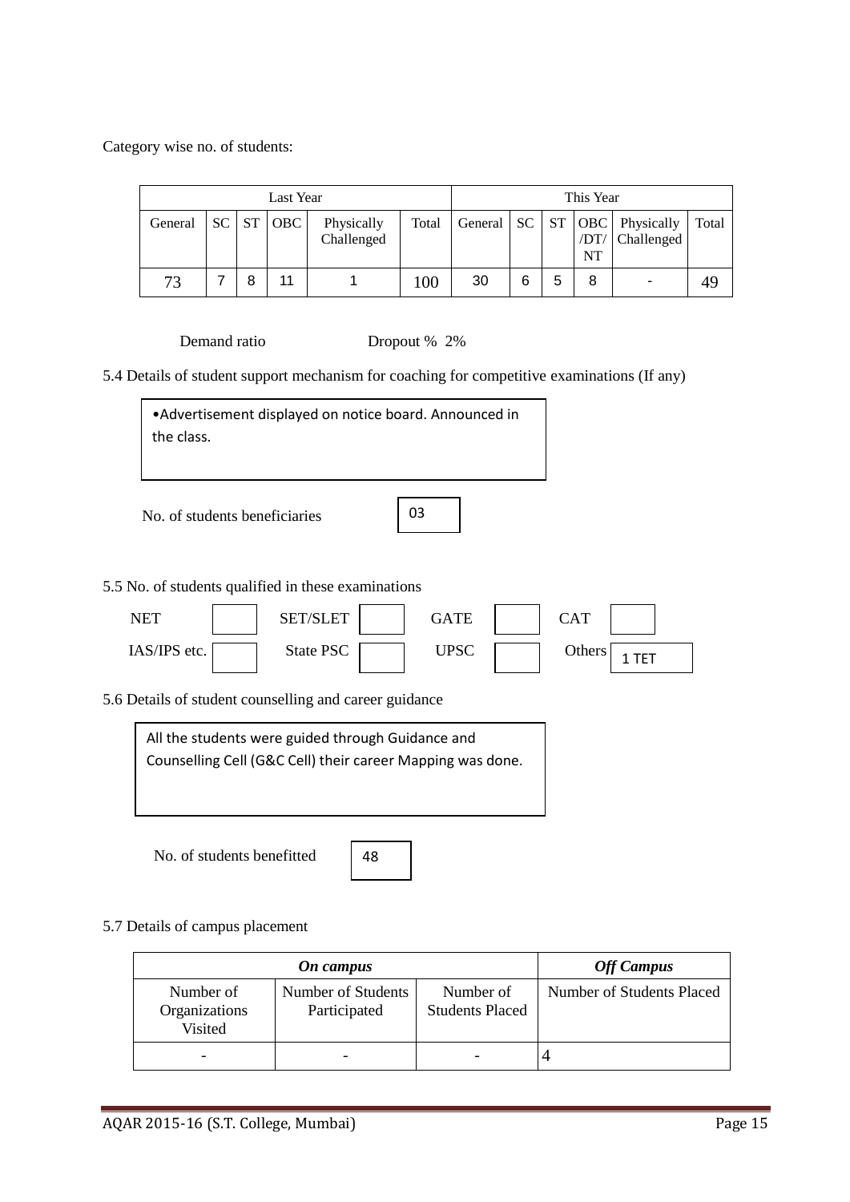Category wise no. of students:

| Last Year | | | | | | This Year | | | | | |
|---|---|---|---|---|---|---|---|---|---|---|---|
| General | SC | ST | OBC | Physically Challenged | Total | General | SC | ST | OBC /DT/ NT | Physically Challenged | Total |
| 73 | 7 | 8 | 11 | 1 | 100 | 30 | 6 | 5 | 8 | - | 49 |

Demand ratio  Dropout % 2%

5.4 Details of student support mechanism for coaching for competitive examinations (If any)

- Advertisement displayed on notice board. Announced in the class.

No. of students beneficiaries: 03

5.5 No. of students qualified in these examinations

| NET | | SET/SLET | | GATE | | CAT | |
|---|---|---|---|---|---|---|---|
| IAS/IPS etc. | | State PSC | | UPSC | | Others | 1 TET |

5.6 Details of student counselling and career guidance

All the students were guided through Guidance and Counselling Cell (G&C Cell) their career Mapping was done.

No. of students benefitted: 48

5.7 Details of campus placement

| ***On campus*** | | | ***Off Campus*** |
|---|---|---|---|
| Number of Organizations Visited | Number of Students Participated | Number of Students Placed | Number of Students Placed |
| - | - | - | 4 |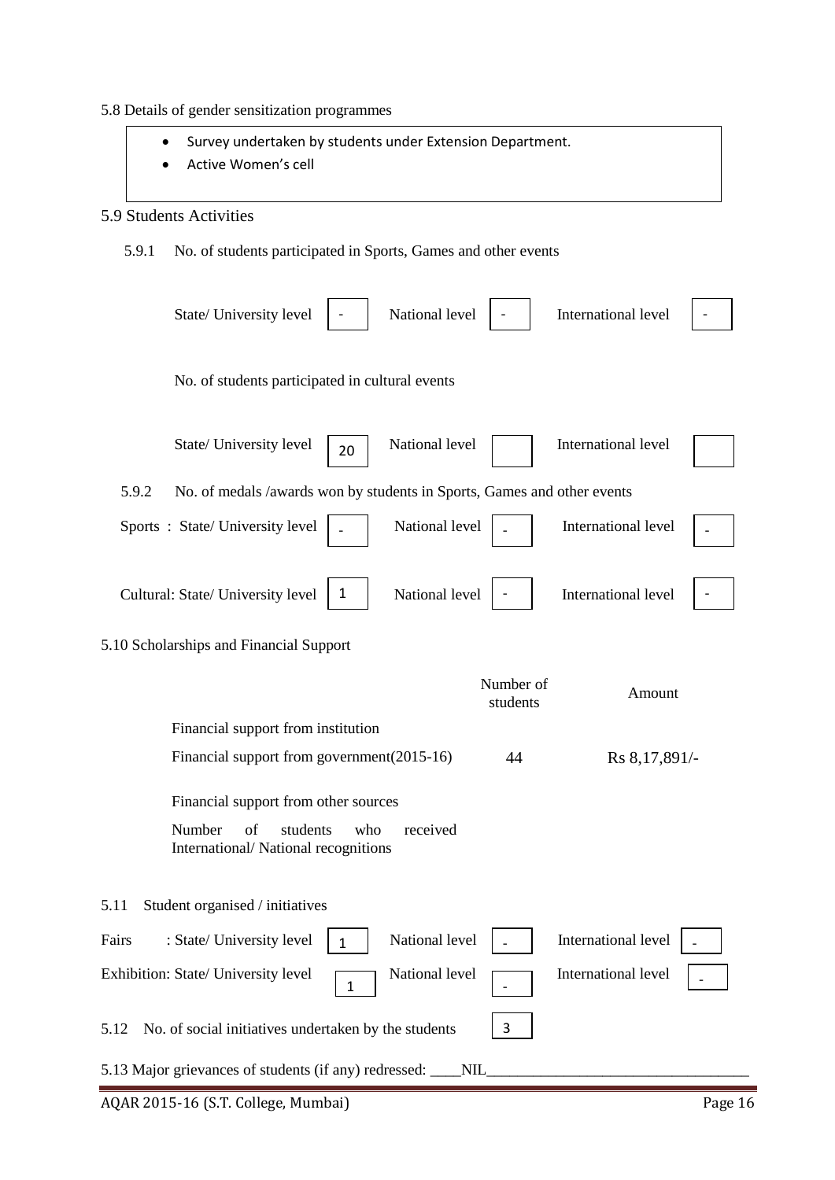5.8 Details of gender sensitization programmes

- Survey undertaken by students under Extension Department.
- Active Women's cell

5.9 Students Activities

5.9.1 No. of students participated in Sports, Games and other events

| State/ University level | National level | International level |
|---|---|---|
| - | - | - |

No. of students participated in cultural events

| State/ University level | National level | International level |
|---|---|---|
| 20 | | |

5.9.2 No. of medals /awards won by students in Sports, Games and other events

| | State/ University level | National level | International level |
|---|---|---|---|
| Sports | - | - | - |
| Cultural | 1 | - | - |

5.10 Scholarships and Financial Support

| | Number of students | Amount |
|---|---|---|
| Financial support from institution | | |
| Financial support from government(2015-16) | 44 | Rs 8,17,891/- |
| Financial support from other sources | | |
| Number of students who received International/ National recognitions | | |

5.11 Student organised / initiatives

| | State/ University level | National level | International level |
|---|---|---|---|
| Fairs | 1 | - | - |
| Exhibition | 1 | - | - |

5.12 No. of social initiatives undertaken by the students: 3

5.13 Major grievances of students (if any) redressed: ____NIL____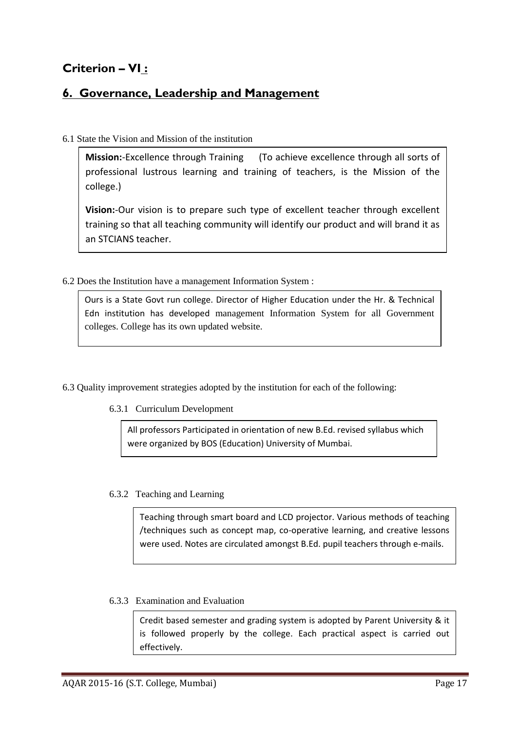## Criterion – VI :

## 6. Governance, Leadership and Management

6.1 State the Vision and Mission of the institution

**Mission:**-Excellence through Training (To achieve excellence through all sorts of professional lustrous learning and training of teachers, is the Mission of the college.)

**Vision:**-Our vision is to prepare such type of excellent teacher through excellent training so that all teaching community will identify our product and will brand it as an STCIANS teacher.

6.2 Does the Institution have a management Information System :

Ours is a State Govt run college. Director of Higher Education under the Hr. & Technical Edn institution has developed management Information System for all Government colleges. College has its own updated website.

6.3 Quality improvement strategies adopted by the institution for each of the following:

6.3.1 Curriculum Development

All professors Participated in orientation of new B.Ed. revised syllabus which were organized by BOS (Education) University of Mumbai.

6.3.2 Teaching and Learning

Teaching through smart board and LCD projector. Various methods of teaching /techniques such as concept map, co-operative learning, and creative lessons were used. Notes are circulated amongst B.Ed. pupil teachers through e-mails.

6.3.3 Examination and Evaluation

Credit based semester and grading system is adopted by Parent University & it is followed properly by the college. Each practical aspect is carried out effectively.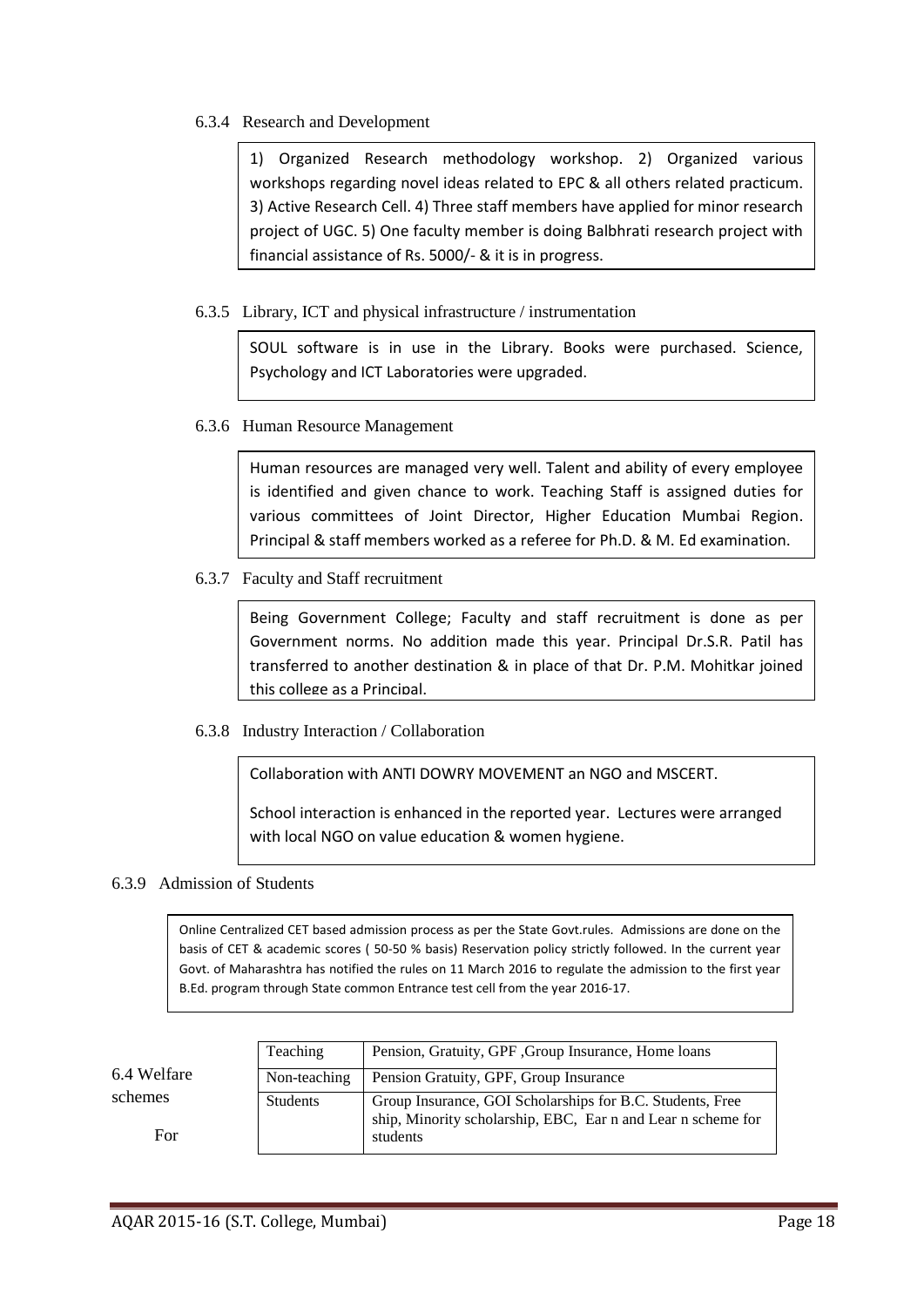6.3.4 Research and Development

1) Organized Research methodology workshop. 2) Organized various workshops regarding novel ideas related to EPC & all others related practicum. 3) Active Research Cell. 4) Three staff members have applied for minor research project of UGC. 5) One faculty member is doing Balbhrati research project with financial assistance of Rs. 5000/- & it is in progress.

6.3.5 Library, ICT and physical infrastructure / instrumentation

SOUL software is in use in the Library. Books were purchased. Science, Psychology and ICT Laboratories were upgraded.

6.3.6 Human Resource Management

Human resources are managed very well. Talent and ability of every employee is identified and given chance to work. Teaching Staff is assigned duties for various committees of Joint Director, Higher Education Mumbai Region. Principal & staff members worked as a referee for Ph.D. & M. Ed examination.

6.3.7 Faculty and Staff recruitment

Being Government College; Faculty and staff recruitment is done as per Government norms. No addition made this year. Principal Dr.S.R. Patil has transferred to another destination & in place of that Dr. P.M. Mohitkar joined this college as a Principal.

6.3.8 Industry Interaction / Collaboration

Collaboration with ANTI DOWRY MOVEMENT an NGO and MSCERT.

School interaction is enhanced in the reported year. Lectures were arranged with local NGO on value education & women hygiene.

6.3.9 Admission of Students

Online Centralized CET based admission process as per the State Govt.rules. Admissions are done on the basis of CET & academic scores ( 50-50 % basis) Reservation policy strictly followed. In the current year Govt. of Maharashtra has notified the rules on 11 March 2016 to regulate the admission to the first year B.Ed. program through State common Entrance test cell from the year 2016-17.

6.4 Welfare schemes For

| | |
|---|---|
| Teaching | Pension, Gratuity, GPF ,Group Insurance, Home loans |
| Non-teaching | Pension Gratuity, GPF, Group Insurance |
| Students | Group Insurance, GOI Scholarships for B.C. Students, Free ship, Minority scholarship, EBC, Ear n and Lear n scheme for students |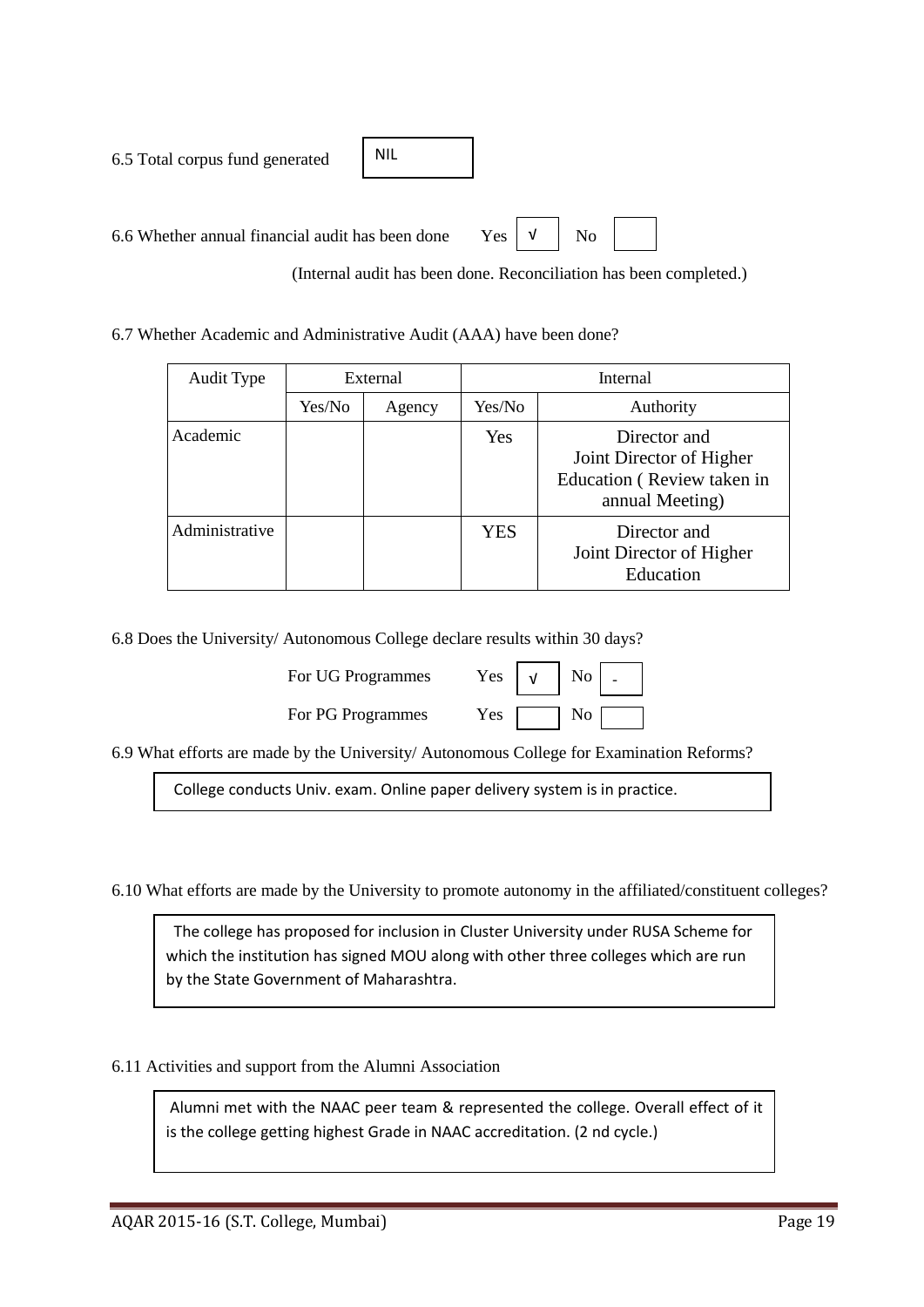6.5 Total corpus fund generated NIL

6.6 Whether annual financial audit has been done Yes √ No

(Internal audit has been done. Reconciliation has been completed.)

6.7 Whether Academic and Administrative Audit (AAA) have been done?

| Audit Type | External | | Internal | |
|---|---|---|---|---|
| | Yes/No | Agency | Yes/No | Authority |
| Academic | | | Yes | Director and Joint Director of Higher Education ( Review taken in annual Meeting) |
| Administrative | | | YES | Director and Joint Director of Higher Education |

6.8 Does the University/ Autonomous College declare results within 30 days?

For UG Programmes Yes √ No -

For PG Programmes Yes No

6.9 What efforts are made by the University/ Autonomous College for Examination Reforms?

College conducts Univ. exam. Online paper delivery system is in practice.

6.10 What efforts are made by the University to promote autonomy in the affiliated/constituent colleges?

The college has proposed for inclusion in Cluster University under RUSA Scheme for which the institution has signed MOU along with other three colleges which are run by the State Government of Maharashtra.

6.11 Activities and support from the Alumni Association

Alumni met with the NAAC peer team & represented the college. Overall effect of it is the college getting highest Grade in NAAC accreditation. (2 nd cycle.)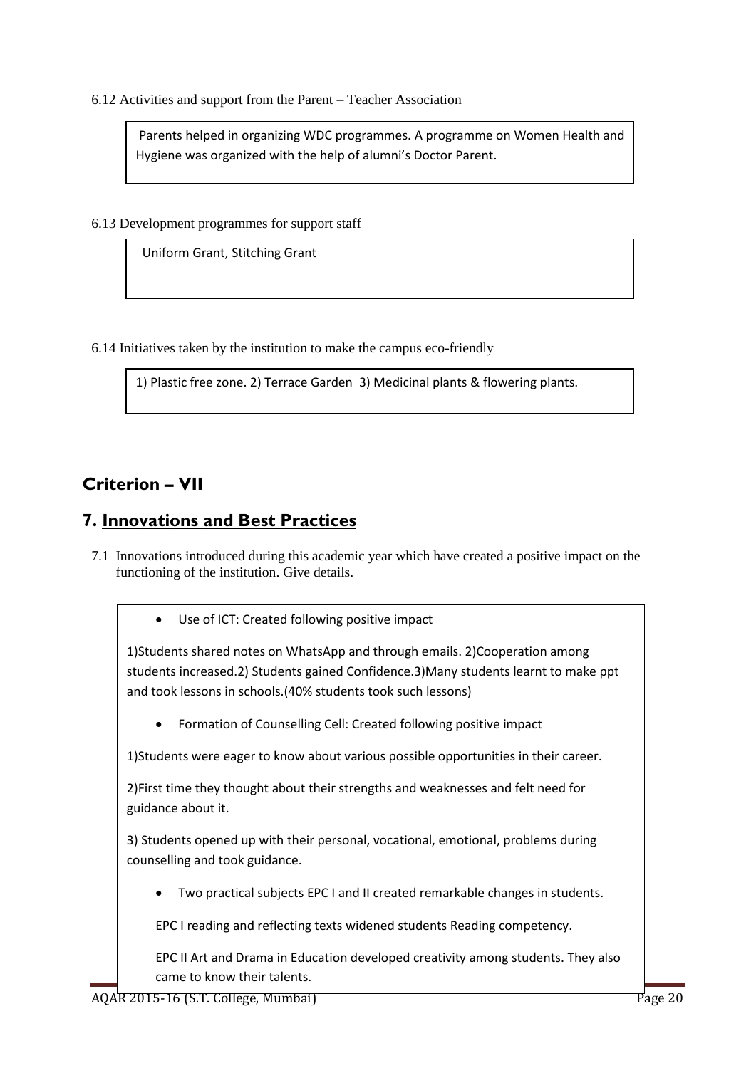6.12 Activities and support from the Parent – Teacher Association

Parents helped in organizing WDC programmes. A programme on Women Health and Hygiene was organized with the help of alumni's Doctor Parent.

6.13 Development programmes for support staff

Uniform Grant, Stitching Grant

6.14 Initiatives taken by the institution to make the campus eco-friendly

1) Plastic free zone. 2) Terrace Garden 3) Medicinal plants & flowering plants.

## Criterion – VII

## 7. Innovations and Best Practices

7.1 Innovations introduced during this academic year which have created a positive impact on the functioning of the institution. Give details.

- Use of ICT: Created following positive impact

1)Students shared notes on WhatsApp and through emails. 2)Cooperation among students increased.2) Students gained Confidence.3)Many students learnt to make ppt and took lessons in schools.(40% students took such lessons)

- Formation of Counselling Cell: Created following positive impact

1)Students were eager to know about various possible opportunities in their career.

2)First time they thought about their strengths and weaknesses and felt need for guidance about it.

3) Students opened up with their personal, vocational, emotional, problems during counselling and took guidance.

- Two practical subjects EPC I and II created remarkable changes in students.

EPC I reading and reflecting texts widened students Reading competency.

EPC II Art and Drama in Education developed creativity among students. They also came to know their talents.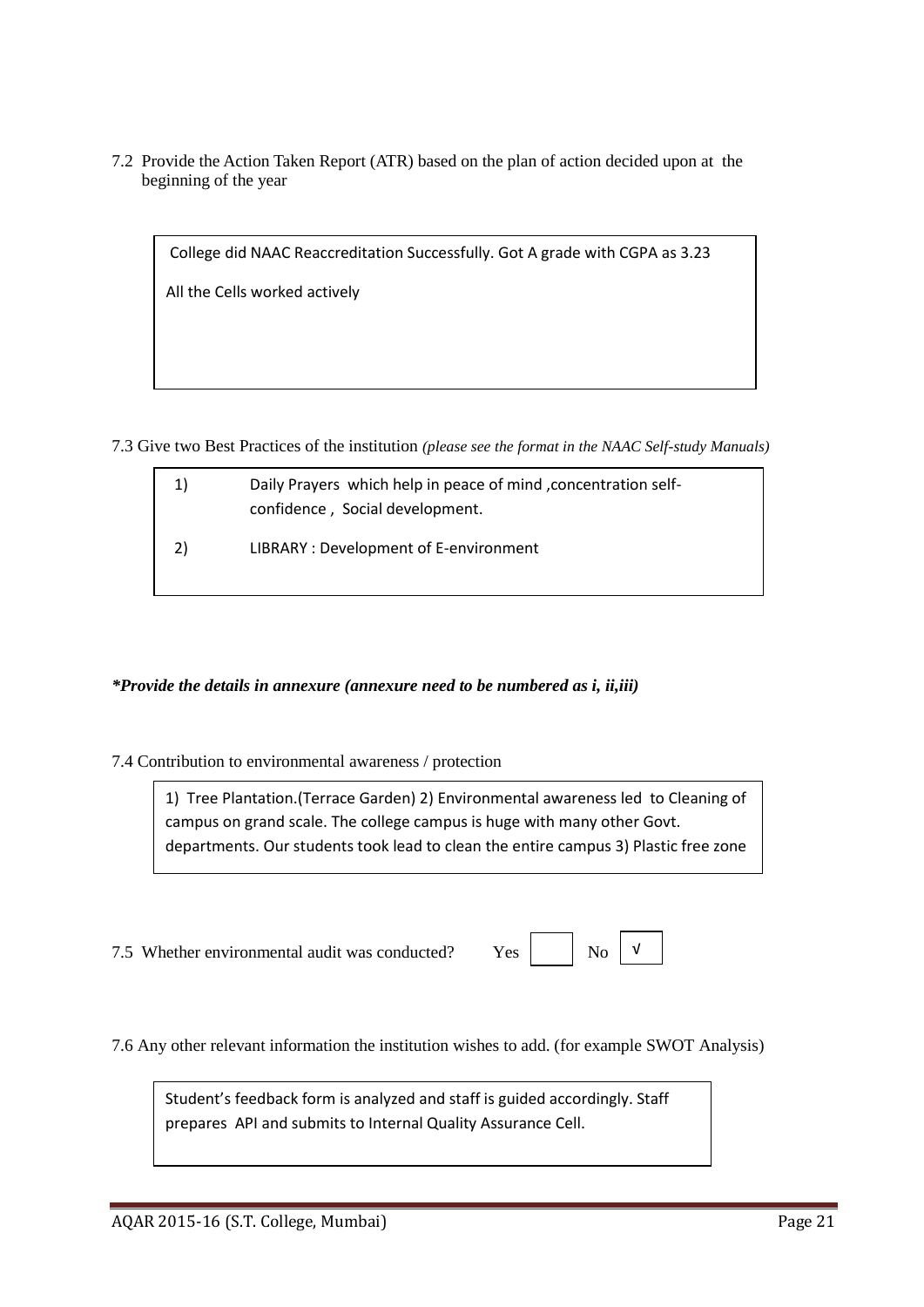7.2 Provide the Action Taken Report (ATR) based on the plan of action decided upon at the beginning of the year

> College did NAAC Reaccreditation Successfully. Got A grade with CGPA as 3.23
>
> All the Cells worked actively

7.3 Give two Best Practices of the institution *(please see the format in the NAAC Self-study Manuals)*

> 1) Daily Prayers which help in peace of mind ,concentration self-confidence , Social development.
>
> 2) LIBRARY : Development of E-environment

***Provide the details in annexure (annexure need to be numbered as i, ii,iii)***

7.4 Contribution to environmental awareness / protection

> 1) Tree Plantation.(Terrace Garden) 2) Environmental awareness led to Cleaning of campus on grand scale. The college campus is huge with many other Govt. departments. Our students took lead to clean the entire campus 3) Plastic free zone

7.5 Whether environmental audit was conducted? Yes [ ] No [√]

7.6 Any other relevant information the institution wishes to add. (for example SWOT Analysis)

> Student's feedback form is analyzed and staff is guided accordingly. Staff prepares API and submits to Internal Quality Assurance Cell.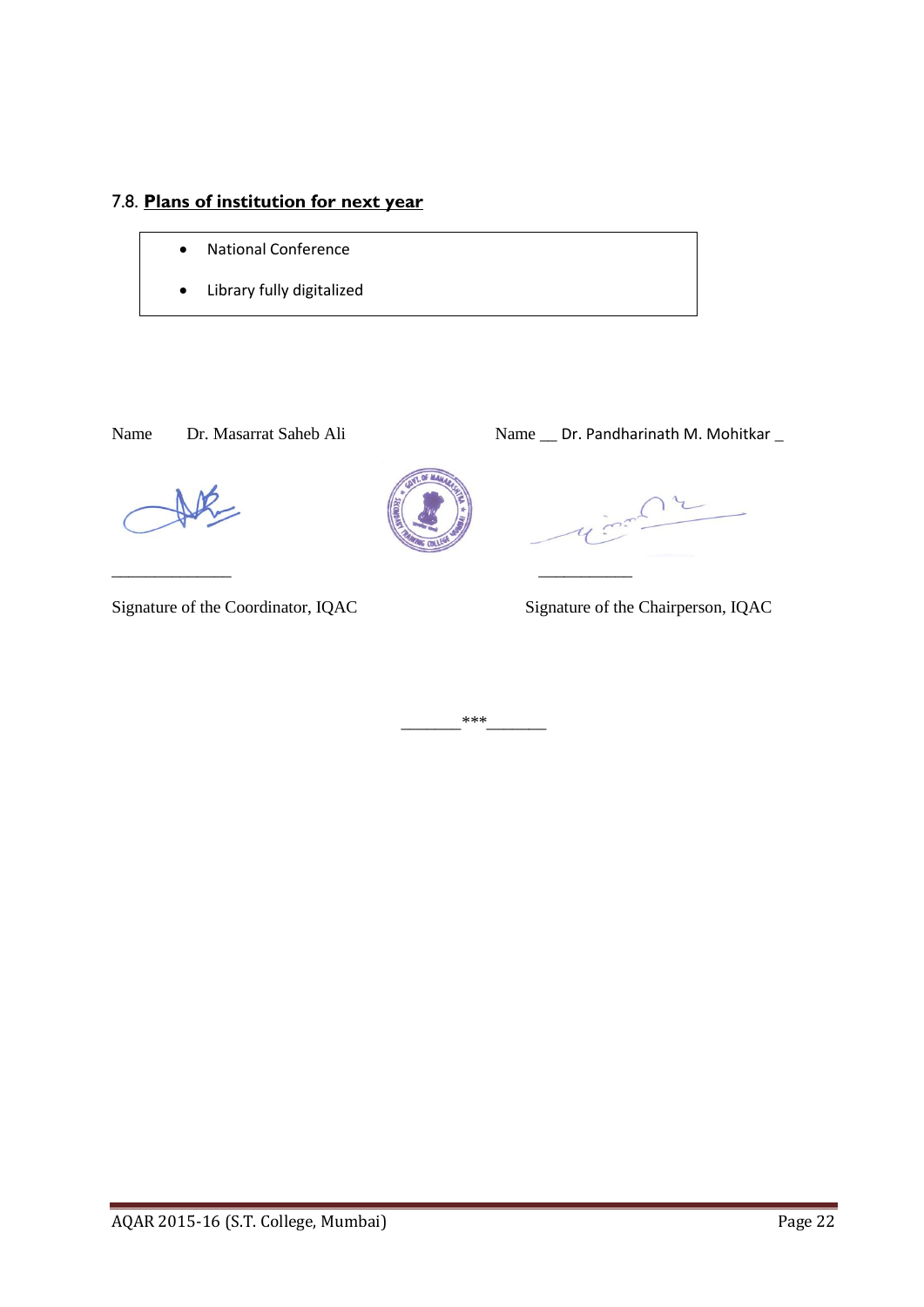### 7.8. **Plans of institution for next year**

- National Conference
- Library fully digitalized

Name Dr. Masarrat Saheb Ali

Name __ Dr. Pandharinath M. Mohitkar _

_______________ ____________

Signature of the Coordinator, IQAC

Signature of the Chairperson, IQAC

_______***_______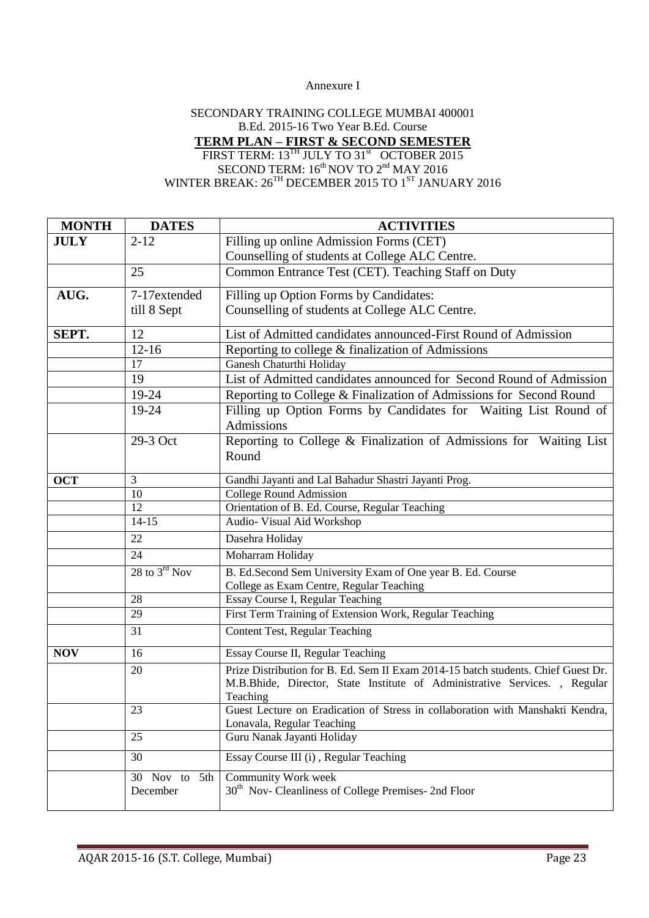Annexure I

SECONDARY TRAINING COLLEGE MUMBAI 400001

B.Ed. 2015-16 Two Year B.Ed. Course

**TERM PLAN – FIRST & SECOND SEMESTER**

FIRST TERM: 13TH JULY TO 31st OCTOBER 2015

SECOND TERM: 16th NOV TO 2nd MAY 2016

WINTER BREAK: 26TH DECEMBER 2015 TO 1ST JANUARY 2016

| MONTH | DATES | ACTIVITIES |
|---|---|---|
| **JULY** | 2-12 | Filling up online Admission Forms (CET)<br>Counselling of students at College ALC Centre. |
| | 25 | Common Entrance Test (CET). Teaching Staff on Duty |
| **AUG.** | 7-17extended till 8 Sept | Filling up Option Forms by Candidates:<br>Counselling of students at College ALC Centre. |
| **SEPT.** | 12 | List of Admitted candidates announced-First Round of Admission |
| | 12-16 | Reporting to college & finalization of Admissions |
| | 17 | Ganesh Chaturthi Holiday |
| | 19 | List of Admitted candidates announced for Second Round of Admission |
| | 19-24 | Reporting to College & Finalization of Admissions for Second Round |
| | 19-24 | Filling up Option Forms by Candidates for Waiting List Round of Admissions |
| | 29-3 Oct | Reporting to College & Finalization of Admissions for Waiting List Round |
| **OCT** | 3 | Gandhi Jayanti and Lal Bahadur Shastri Jayanti Prog. |
| | 10 | College Round Admission |
| | 12 | Orientation of B. Ed. Course, Regular Teaching |
| | 14-15 | Audio- Visual Aid Workshop |
| | 22 | Dasehra Holiday |
| | 24 | Moharram Holiday |
| | 28 to 3rd Nov | B. Ed.Second Sem University Exam of One year B. Ed. Course<br>College as Exam Centre, Regular Teaching |
| | 28 | Essay Course I, Regular Teaching |
| | 29 | First Term Training of Extension Work, Regular Teaching |
| | 31 | Content Test, Regular Teaching |
| **NOV** | 16 | Essay Course II, Regular Teaching |
| | 20 | Prize Distribution for B. Ed. Sem II Exam 2014-15 batch students. Chief Guest Dr. M.B.Bhide, Director, State Institute of Administrative Services. , Regular Teaching |
| | 23 | Guest Lecture on Eradication of Stress in collaboration with Manshakti Kendra, Lonavala, Regular Teaching |
| | 25 | Guru Nanak Jayanti Holiday |
| | 30 | Essay Course III (i) , Regular Teaching |
| | 30 Nov to 5th December | Community Work week<br>30th Nov- Cleanliness of College Premises- 2nd Floor |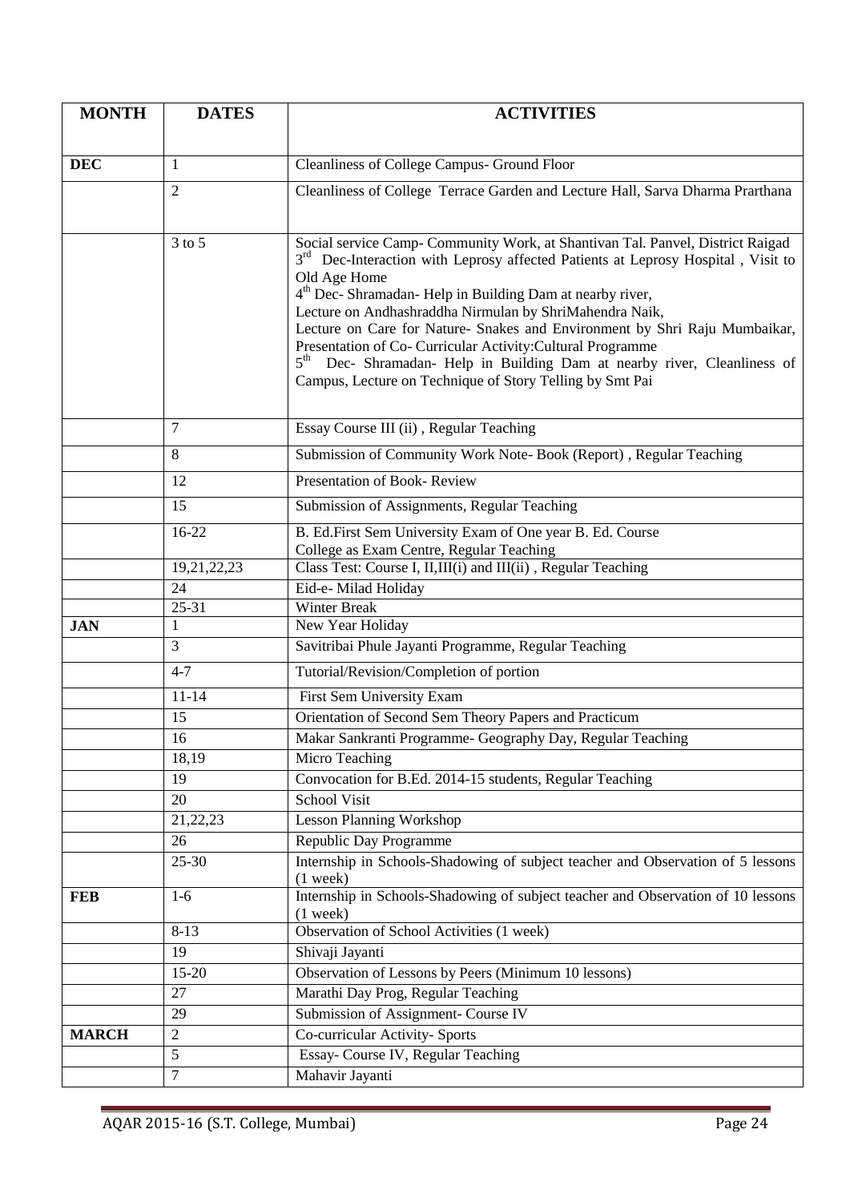| MONTH | DATES | ACTIVITIES |
|---|---|---|
| DEC | 1 | Cleanliness of College Campus- Ground Floor |
| | 2 | Cleanliness of College Terrace Garden and Lecture Hall, Sarva Dharma Prarthana |
| | 3 to 5 | Social service Camp- Community Work, at Shantivan Tal. Panvel, District Raigad 3rd Dec-Interaction with Leprosy affected Patients at Leprosy Hospital , Visit to Old Age Home 4th Dec- Shramadan- Help in Building Dam at nearby river, Lecture on Andhashraddha Nirmulan by ShriMahendra Naik, Lecture on Care for Nature- Snakes and Environment by Shri Raju Mumbaikar, Presentation of Co- Curricular Activity:Cultural Programme 5th Dec- Shramadan- Help in Building Dam at nearby river, Cleanliness of Campus, Lecture on Technique of Story Telling by Smt Pai |
| | 7 | Essay Course III (ii) , Regular Teaching |
| | 8 | Submission of Community Work Note- Book (Report) , Regular Teaching |
| | 12 | Presentation of Book- Review |
| | 15 | Submission of Assignments, Regular Teaching |
| | 16-22 | B. Ed.First Sem University Exam of One year B. Ed. Course College as Exam Centre, Regular Teaching |
| | 19,21,22,23 | Class Test: Course I, II,III(i) and III(ii) , Regular Teaching |
| | 24 | Eid-e- Milad Holiday |
| | 25-31 | Winter Break |
| JAN | 1 | New Year Holiday |
| | 3 | Savitribai Phule Jayanti Programme, Regular Teaching |
| | 4-7 | Tutorial/Revision/Completion of portion |
| | 11-14 | First Sem University Exam |
| | 15 | Orientation of Second Sem Theory Papers and Practicum |
| | 16 | Makar Sankranti Programme- Geography Day, Regular Teaching |
| | 18,19 | Micro Teaching |
| | 19 | Convocation for B.Ed. 2014-15 students, Regular Teaching |
| | 20 | School Visit |
| | 21,22,23 | Lesson Planning Workshop |
| | 26 | Republic Day Programme |
| | 25-30 | Internship in Schools-Shadowing of subject teacher and Observation of 5 lessons (1 week) |
| FEB | 1-6 | Internship in Schools-Shadowing of subject teacher and Observation of 10 lessons (1 week) |
| | 8-13 | Observation of School Activities (1 week) |
| | 19 | Shivaji Jayanti |
| | 15-20 | Observation of Lessons by Peers (Minimum 10 lessons) |
| | 27 | Marathi Day Prog, Regular Teaching |
| | 29 | Submission of Assignment- Course IV |
| MARCH | 2 | Co-curricular Activity- Sports |
| | 5 | Essay- Course IV, Regular Teaching |
| | 7 | Mahavir Jayanti |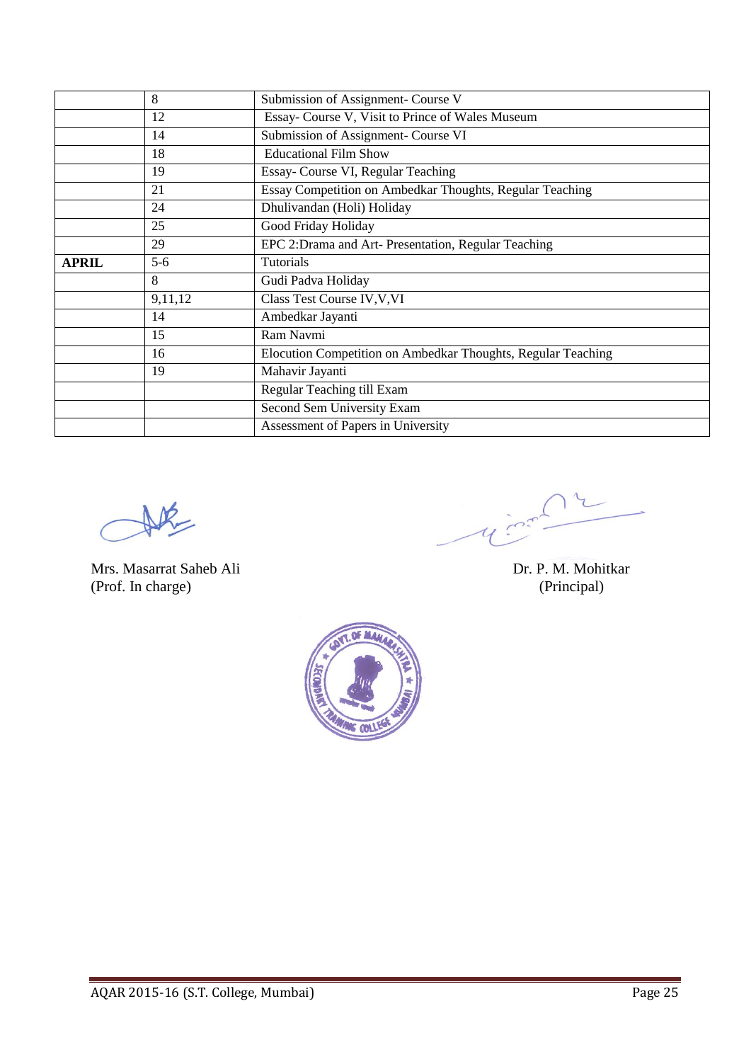| | | |
|---|---|---|
| | 8 | Submission of Assignment- Course V |
| | 12 | Essay- Course V, Visit to Prince of Wales Museum |
| | 14 | Submission of Assignment- Course VI |
| | 18 | Educational Film Show |
| | 19 | Essay- Course VI, Regular Teaching |
| | 21 | Essay Competition on Ambedkar Thoughts, Regular Teaching |
| | 24 | Dhulivandan (Holi) Holiday |
| | 25 | Good Friday Holiday |
| | 29 | EPC 2:Drama and Art- Presentation, Regular Teaching |
| **APRIL** | 5-6 | Tutorials |
| | 8 | Gudi Padva Holiday |
| | 9,11,12 | Class Test Course IV,V,VI |
| | 14 | Ambedkar Jayanti |
| | 15 | Ram Navmi |
| | 16 | Elocution Competition on Ambedkar Thoughts, Regular Teaching |
| | 19 | Mahavir Jayanti |
| | | Regular Teaching till Exam |
| | | Second Sem University Exam |
| | | Assessment of Papers in University |

Mrs. Masarrat Saheb Ali
(Prof. In charge)

Dr. P. M. Mohitkar
(Principal)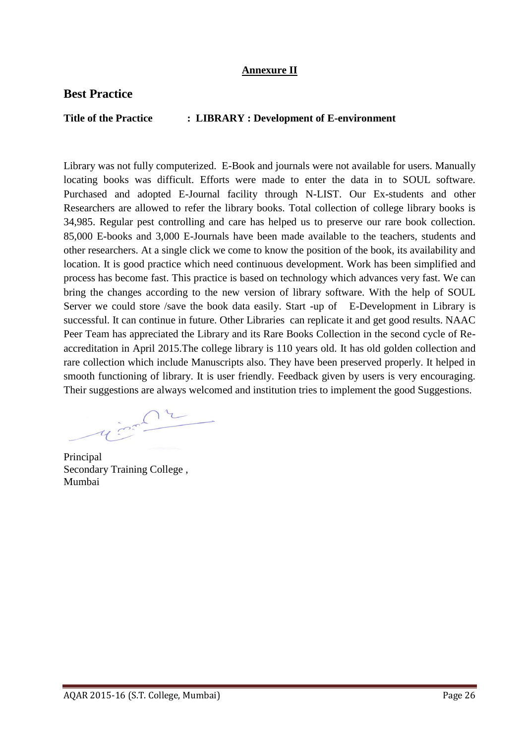**Annexure II**

## Best Practice

**Title of the Practice : LIBRARY : Development of E-environment**

Library was not fully computerized. E-Book and journals were not available for users. Manually locating books was difficult. Efforts were made to enter the data in to SOUL software. Purchased and adopted E-Journal facility through N-LIST. Our Ex-students and other Researchers are allowed to refer the library books. Total collection of college library books is 34,985. Regular pest controlling and care has helped us to preserve our rare book collection. 85,000 E-books and 3,000 E-Journals have been made available to the teachers, students and other researchers. At a single click we come to know the position of the book, its availability and location. It is good practice which need continuous development. Work has been simplified and process has become fast. This practice is based on technology which advances very fast. We can bring the changes according to the new version of library software. With the help of SOUL Server we could store /save the book data easily. Start -up of E-Development in Library is successful. It can continue in future. Other Libraries can replicate it and get good results. NAAC Peer Team has appreciated the Library and its Rare Books Collection in the second cycle of Re-accreditation in April 2015.The college library is 110 years old. It has old golden collection and rare collection which include Manuscripts also. They have been preserved properly. It helped in smooth functioning of library. It is user friendly. Feedback given by users is very encouraging. Their suggestions are always welcomed and institution tries to implement the good Suggestions.

Principal
Secondary Training College ,
Mumbai